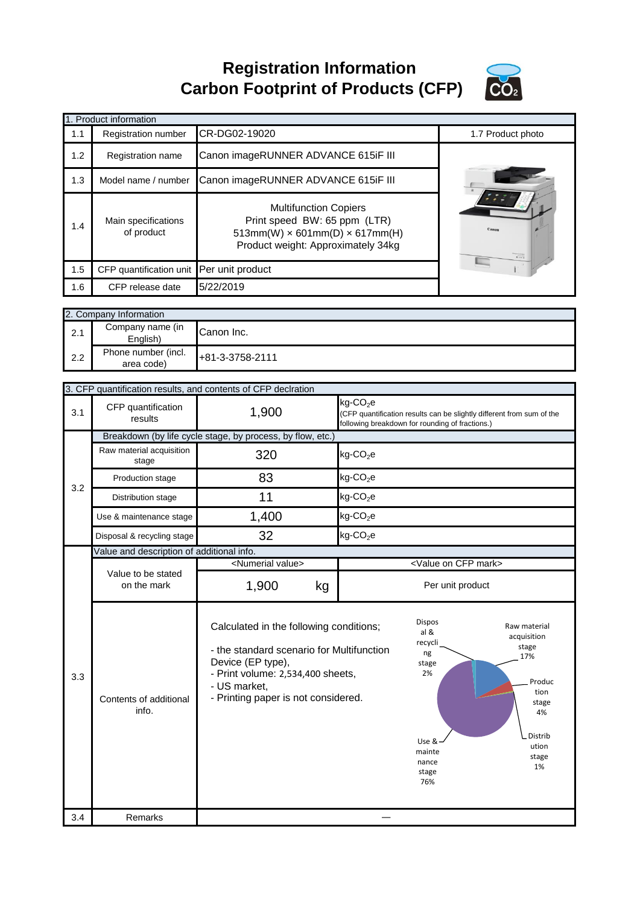# Registration Information
# Carbon Footprint of Products (CFP)

| 1. Product information | | | |
|---|---|---|---|
| 1.1 | Registration number | CR-DG02-19020 | 1.7 Product photo |
| 1.2 | Registration name | Canon imageRUNNER ADVANCE 615iF III | |
| 1.3 | Model name / number | Canon imageRUNNER ADVANCE 615iF III | |
| 1.4 | Main specifications of product | Multifunction Copiers<br>Print speed BW: 65 ppm (LTR)<br>513mm(W) × 601mm(D) × 617mm(H)<br>Product weight: Approximately 34kg | |
| 1.5 | CFP quantification unit | Per unit product | |
| 1.6 | CFP release date | 5/22/2019 | |

| 2. Company Information | | |
|---|---|---|
| 2.1 | Company name (in English) | Canon Inc. |
| 2.2 | Phone number (incl. area code) | +81-3-3758-2111 |

| 3. CFP quantification results, and contents of CFP declration | | | |
|---|---|---|---|
| 3.1 | CFP quantification results | 1,900 | kg-$CO_2$e (CFP quantification results can be slightly different from sum of the following breakdown for rounding of fractions.) |
| 3.2 | Breakdown (by life cycle stage, by process, by flow, etc.) | | |
| | Raw material acquisition stage | 320 | kg-$CO_2$e |
| | Production stage | 83 | kg-$CO_2$e |
| | Distribution stage | 11 | kg-$CO_2$e |
| | Use & maintenance stage | 1,400 | kg-$CO_2$e |
| | Disposal & recycling stage | 32 | kg-$CO_2$e |
| 3.3 | Value and description of additional info. | | |
| | Value to be stated on the mark | <Numerial value> 1,900 kg | <Value on CFP mark> Per unit product |
| | Contents of additional info. | Calculated in the following conditions;<br>- the standard scenario for Multifunction Device (EP type),<br>- Print volume: 2,534,400 sheets,<br>- US market,<br>- Printing paper is not considered. | Raw material acquisition stage 17%<br>Production stage 4%<br>Distribution stage 1%<br>Use & maintenance stage 76%<br>Disposal & recycling stage 2% |
| 3.4 | Remarks | — | |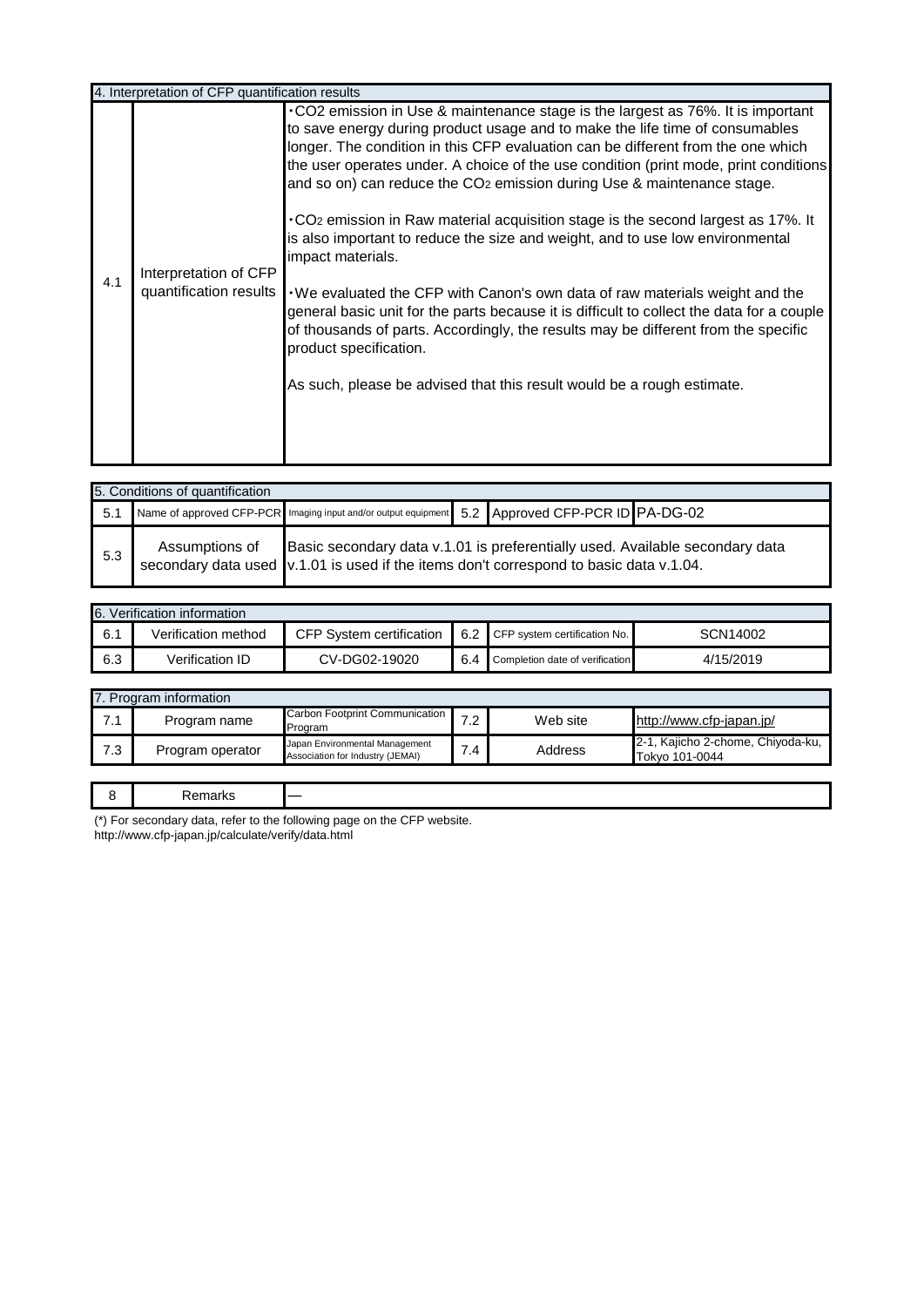| 4. Interpretation of CFP quantification results | | |
|---|---|---|
| 4.1 | Interpretation of CFP quantification results | ・$CO_2$ emission in Use & maintenance stage is the largest as 76%. It is important to save energy during product usage and to make the life time of consumables longer. The condition in this CFP evaluation can be different from the one which the user operates under. A choice of the use condition (print mode, print conditions and so on) can reduce the $CO_2$ emission during Use & maintenance stage.<br><br>・$CO_2$ emission in Raw material acquisition stage is the second largest as 17%. It is also important to reduce the size and weight, and to use low environmental impact materials.<br><br>・We evaluated the CFP with Canon's own data of raw materials weight and the general basic unit for the parts because it is difficult to collect the data for a couple of thousands of parts. Accordingly, the results may be different from the specific product specification.<br><br>As such, please be advised that this result would be a rough estimate. |

| 5. Conditions of quantification | | | | | |
|---|---|---|---|---|---|
| 5.1 | Name of approved CFP-PCR | Imaging input and/or output equipment | 5.2 | Approved CFP-PCR ID | PA-DG-02 |
| 5.3 | Assumptions of secondary data used | Basic secondary data v.1.01 is preferentially used. Available secondary data v.1.01 is used if the items don't correspond to basic data v.1.04. | | | |

| 6. Verification information | | | | | |
|---|---|---|---|---|---|
| 6.1 | Verification method | CFP System certification | 6.2 | CFP system certification No. | SCN14002 |
| 6.3 | Verification ID | CV-DG02-19020 | 6.4 | Completion date of verification | 4/15/2019 |

| 7. Program information | | | | | |
|---|---|---|---|---|---|
| 7.1 | Program name | Carbon Footprint Communication Program | 7.2 | Web site | http://www.cfp-japan.jp/ |
| 7.3 | Program operator | Japan Environmental Management Association for Industry (JEMAI) | 7.4 | Address | 2-1, Kajicho 2-chome, Chiyoda-ku, Tokyo 101-0044 |

| | | |
|---|---|---|
| 8 | Remarks | — |

(*) For secondary data, refer to the following page on the CFP website.
http://www.cfp-japan.jp/calculate/verify/data.html